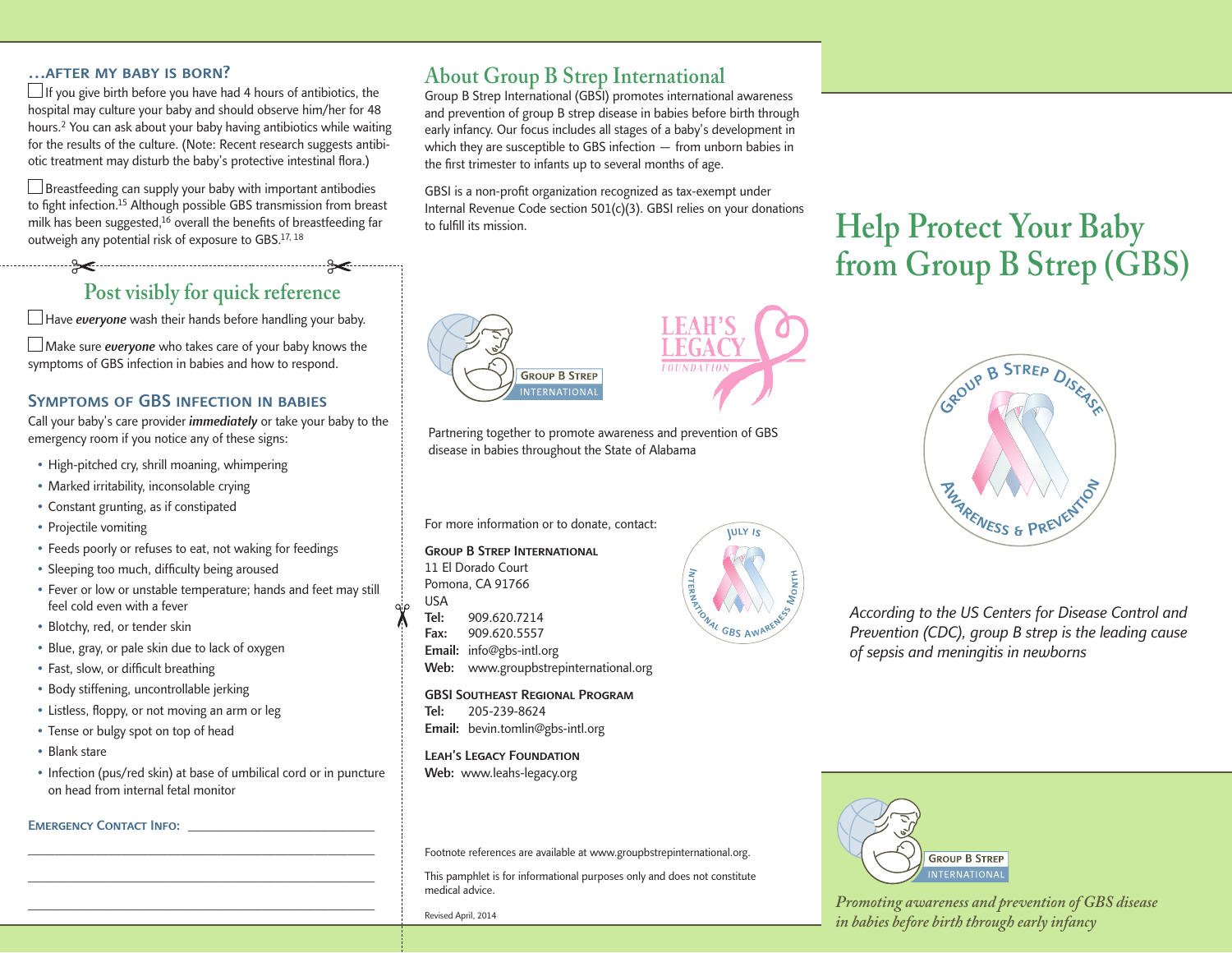### …AFTER MY BABY IS BORN?

☐ If you give birth before you have had 4 hours of antibiotics, the hospital may culture your baby and should observe him/her for 48 hours.[2] You can ask about your baby having antibiotics while waiting for the results of the culture. (Note: Recent research suggests antibiotic treatment may disturb the baby's protective intestinal flora.)

☐ Breastfeeding can supply your baby with important antibodies to fight infection.[15] Although possible GBS transmission from breast milk has been suggested,[16] overall the benefits of breastfeeding far outweigh any potential risk of exposure to GBS.[17, 18]

## Post visibly for quick reference

☐ Have ***everyone*** wash their hands before handling your baby.

☐ Make sure ***everyone*** who takes care of your baby knows the symptoms of GBS infection in babies and how to respond.

### SYMPTOMS OF GBS INFECTION IN BABIES

Call your baby's care provider ***immediately*** or take your baby to the emergency room if you notice any of these signs:

- High-pitched cry, shrill moaning, whimpering
- Marked irritability, inconsolable crying
- Constant grunting, as if constipated
- Projectile vomiting
- Feeds poorly or refuses to eat, not waking for feedings
- Sleeping too much, difficulty being aroused
- Fever or low or unstable temperature; hands and feet may still feel cold even with a fever
- Blotchy, red, or tender skin
- Blue, gray, or pale skin due to lack of oxygen
- Fast, slow, or difficult breathing
- Body stiffening, uncontrollable jerking
- Listless, floppy, or not moving an arm or leg
- Tense or bulgy spot on top of head
- Blank stare
- Infection (pus/red skin) at base of umbilical cord or in puncture on head from internal fetal monitor

EMERGENCY CONTACT INFO: ______________________________

______________________________________________________

______________________________________________________

______________________________________________________

## About Group B Strep International

Group B Strep International (GBSI) promotes international awareness and prevention of group B strep disease in babies before birth through early infancy. Our focus includes all stages of a baby's development in which they are susceptible to GBS infection — from unborn babies in the first trimester to infants up to several months of age.

GBSI is a non-profit organization recognized as tax-exempt under Internal Revenue Code section 501(c)(3). GBSI relies on your donations to fulfill its mission.

GROUP B STREP INTERNATIONAL

LEAH'S LEGACY FOUNDATION

Partnering together to promote awareness and prevention of GBS disease in babies throughout the State of Alabama

For more information or to donate, contact:

**GROUP B STREP INTERNATIONAL**
11 El Dorado Court
Pomona, CA 91766
USA
**Tel:** 909.620.7214
**Fax:** 909.620.5557
**Email:** info@gbs-intl.org
**Web:** www.groupbstrepinternational.org

JULY IS INTERNATIONAL GBS AWARENESS MONTH

**GBSI SOUTHEAST REGIONAL PROGRAM**
**Tel:** 205-239-8624
**Email:** bevin.tomlin@gbs-intl.org

**LEAH'S LEGACY FOUNDATION**
**Web:** www.leahs-legacy.org

Footnote references are available at www.groupbstrepinternational.org.

This pamphlet is for informational purposes only and does not constitute medical advice.

Revised April, 2014

# Help Protect Your Baby from Group B Strep (GBS)

GROUP B STREP DISEASE AWARENESS & PREVENTION

*According to the US Centers for Disease Control and Prevention (CDC), group B strep is the leading cause of sepsis and meningitis in newborns*

GROUP B STREP INTERNATIONAL

*Promoting awareness and prevention of GBS disease in babies before birth through early infancy*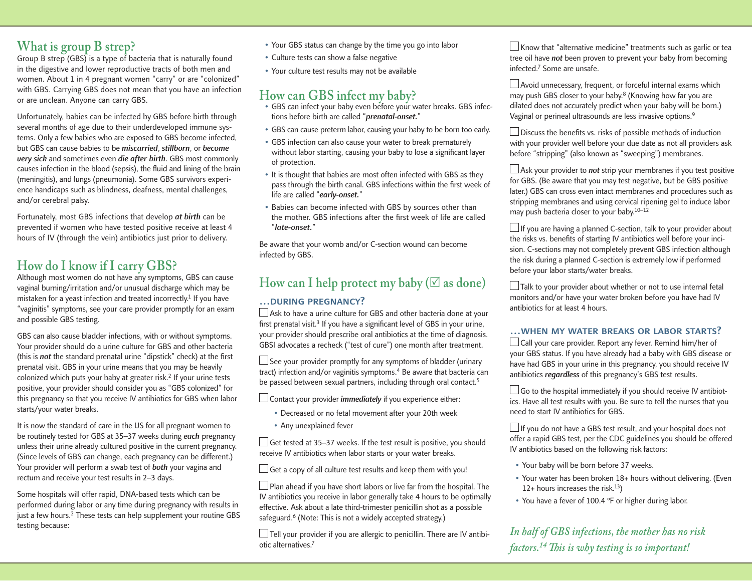## What is group B strep?

Group B strep (GBS) is a type of bacteria that is naturally found in the digestive and lower reproductive tracts of both men and women. About 1 in 4 pregnant women "carry" or are "colonized" with GBS. Carrying GBS does not mean that you have an infection or are unclean. Anyone can carry GBS.

Unfortunately, babies can be infected by GBS before birth through several months of age due to their underdeveloped immune systems. Only a few babies who are exposed to GBS become infected, but GBS can cause babies to be ***miscarried***, ***stillborn***, or ***become very sick*** and sometimes even ***die after birth***. GBS most commonly causes infection in the blood (sepsis), the fluid and lining of the brain (meningitis), and lungs (pneumonia). Some GBS survivors experience handicaps such as blindness, deafness, mental challenges, and/or cerebral palsy.

Fortunately, most GBS infections that develop ***at birth*** can be prevented if women who have tested positive receive at least 4 hours of IV (through the vein) antibiotics just prior to delivery.

## How do I know if I carry GBS?

Although most women do not have any symptoms, GBS can cause vaginal burning/irritation and/or unusual discharge which may be mistaken for a yeast infection and treated incorrectly.[1] If you have "vaginitis" symptoms, see your care provider promptly for an exam and possible GBS testing.

GBS can also cause bladder infections, with or without symptoms. Your provider should do a urine culture for GBS and other bacteria (this is ***not*** the standard prenatal urine "dipstick" check) at the first prenatal visit. GBS in your urine means that you may be heavily colonized which puts your baby at greater risk.[2] If your urine tests positive, your provider should consider you as "GBS colonized" for this pregnancy so that you receive IV antibiotics for GBS when labor starts/your water breaks.

It is now the standard of care in the US for all pregnant women to be routinely tested for GBS at 35–37 weeks during ***each*** pregnancy unless their urine already cultured positive in the current pregnancy. (Since levels of GBS can change, each pregnancy can be different.) Your provider will perform a swab test of ***both*** your vagina and rectum and receive your test results in 2–3 days.

Some hospitals will offer rapid, DNA-based tests which can be performed during labor or any time during pregnancy with results in just a few hours.[2] These tests can help supplement your routine GBS testing because:

- Your GBS status can change by the time you go into labor
- Culture tests can show a false negative
- Your culture test results may not be available

## How can GBS infect my baby?

- GBS can infect your baby even before your water breaks. GBS infections before birth are called "***prenatal-onset.***"
- GBS can cause preterm labor, causing your baby to be born too early.
- GBS infection can also cause your water to break prematurely without labor starting, causing your baby to lose a significant layer of protection.
- It is thought that babies are most often infected with GBS as they pass through the birth canal. GBS infections within the first week of life are called "***early-onset.***"
- Babies can become infected with GBS by sources other than the mother. GBS infections after the first week of life are called "***late-onset.***"

Be aware that your womb and/or C-section wound can become infected by GBS.

## How can I help protect my baby (☑ as done)

### …DURING PREGNANCY?

☐ Ask to have a urine culture for GBS and other bacteria done at your first prenatal visit.[3] If you have a significant level of GBS in your urine, your provider should prescribe oral antibiotics at the time of diagnosis. GBSI advocates a recheck ("test of cure") one month after treatment.

☐ See your provider promptly for any symptoms of bladder (urinary tract) infection and/or vaginitis symptoms.[4] Be aware that bacteria can be passed between sexual partners, including through oral contact.[5]

☐ Contact your provider ***immediately*** if you experience either:

- Decreased or no fetal movement after your 20th week
- Any unexplained fever

☐ Get tested at 35–37 weeks. If the test result is positive, you should receive IV antibiotics when labor starts or your water breaks.

☐ Get a copy of all culture test results and keep them with you!

☐ Plan ahead if you have short labors or live far from the hospital. The IV antibiotics you receive in labor generally take 4 hours to be optimally effective. Ask about a late third-trimester penicillin shot as a possible safeguard.[6] (Note: This is not a widely accepted strategy.)

☐ Tell your provider if you are allergic to penicillin. There are IV antibiotic alternatives.[7]

☐ Know that "alternative medicine" treatments such as garlic or tea tree oil have ***not*** been proven to prevent your baby from becoming infected.[7] Some are unsafe.

☐ Avoid unnecessary, frequent, or forceful internal exams which may push GBS closer to your baby.[8] (Knowing how far you are dilated does not accurately predict when your baby will be born.) Vaginal or perineal ultrasounds are less invasive options.[9]

☐ Discuss the benefits vs. risks of possible methods of induction with your provider well before your due date as not all providers ask before "stripping" (also known as "sweeping") membranes.

☐ Ask your provider to ***not*** strip your membranes if you test positive for GBS. (Be aware that you may test negative, but be GBS positive later.) GBS can cross even intact membranes and procedures such as stripping membranes and using cervical ripening gel to induce labor may push bacteria closer to your baby.[10–12]

☐ If you are having a planned C-section, talk to your provider about the risks vs. benefits of starting IV antibiotics well before your incision. C-sections may not completely prevent GBS infection although the risk during a planned C-section is extremely low if performed before your labor starts/water breaks.

☐ Talk to your provider about whether or not to use internal fetal monitors and/or have your water broken before you have had IV antibiotics for at least 4 hours.

### …WHEN MY WATER BREAKS OR LABOR STARTS?

☐ Call your care provider. Report any fever. Remind him/her of your GBS status. If you have already had a baby with GBS disease or have had GBS in your urine in this pregnancy, you should receive IV antibiotics ***regardless*** of this pregnancy's GBS test results.

☐ Go to the hospital immediately if you should receive IV antibiotics. Have all test results with you. Be sure to tell the nurses that you need to start IV antibiotics for GBS.

☐ If you do not have a GBS test result, and your hospital does not offer a rapid GBS test, per the CDC guidelines you should be offered IV antibiotics based on the following risk factors:

- Your baby will be born before 37 weeks.
- Your water has been broken 18+ hours without delivering. (Even 12+ hours increases the risk.[13])
- You have a fever of 100.4 °F or higher during labor.

*In half of GBS infections, the mother has no risk factors.[14] This is why testing is so important!*